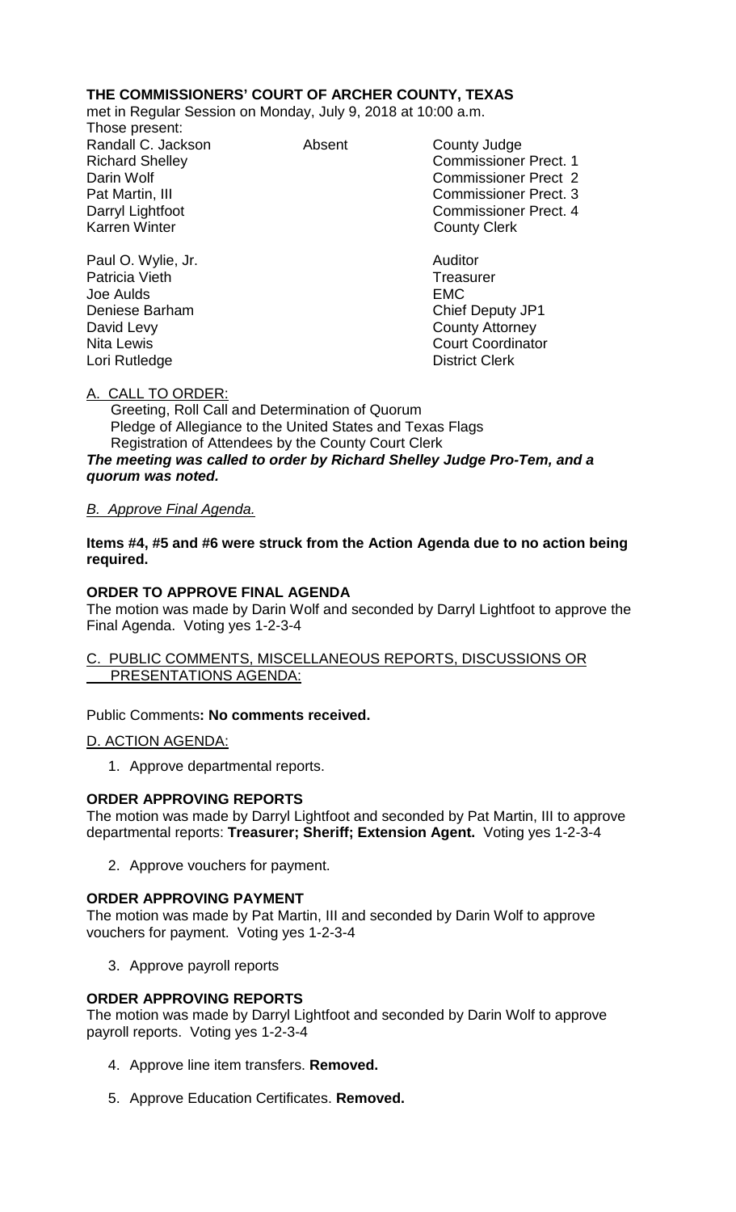**THE COMMISSIONERS' COURT OF ARCHER COUNTY, TEXAS**

met in Regular Session on Monday, July 9, 2018 at 10:00 a.m.

Those present:

| | | |
|---|---|---|
| Randall C. Jackson | Absent | County Judge |
| Richard Shelley | | Commissioner Prect. 1 |
| Darin Wolf | | Commissioner Prect 2 |
| Pat Martin, III | | Commissioner Prect. 3 |
| Darryl Lightfoot | | Commissioner Prect. 4 |
| Karren Winter | | County Clerk |
| | | |
| Paul O. Wylie, Jr. | | Auditor |
| Patricia Vieth | | Treasurer |
| Joe Aulds | | EMC |
| Deniese Barham | | Chief Deputy JP1 |
| David Levy | | County Attorney |
| Nita Lewis | | Court Coordinator |
| Lori Rutledge | | District Clerk |

A. CALL TO ORDER:

Greeting, Roll Call and Determination of Quorum
Pledge of Allegiance to the United States and Texas Flags
Registration of Attendees by the County Court Clerk

***The meeting was called to order by Richard Shelley Judge Pro-Tem, and a quorum was noted.***

*B. Approve Final Agenda.*

**Items #4, #5 and #6 were struck from the Action Agenda due to no action being required.**

**ORDER TO APPROVE FINAL AGENDA**

The motion was made by Darin Wolf and seconded by Darryl Lightfoot to approve the Final Agenda. Voting yes 1-2-3-4

C. PUBLIC COMMENTS, MISCELLANEOUS REPORTS, DISCUSSIONS OR PRESENTATIONS AGENDA:

Public Comments**: No comments received.**

D. ACTION AGENDA:

1. Approve departmental reports.

**ORDER APPROVING REPORTS**

The motion was made by Darryl Lightfoot and seconded by Pat Martin, III to approve departmental reports: **Treasurer; Sheriff; Extension Agent.** Voting yes 1-2-3-4

2. Approve vouchers for payment.

**ORDER APPROVING PAYMENT**

The motion was made by Pat Martin, III and seconded by Darin Wolf to approve vouchers for payment. Voting yes 1-2-3-4

3. Approve payroll reports

**ORDER APPROVING REPORTS**

The motion was made by Darryl Lightfoot and seconded by Darin Wolf to approve payroll reports. Voting yes 1-2-3-4

4. Approve line item transfers. **Removed.**

5. Approve Education Certificates. **Removed.**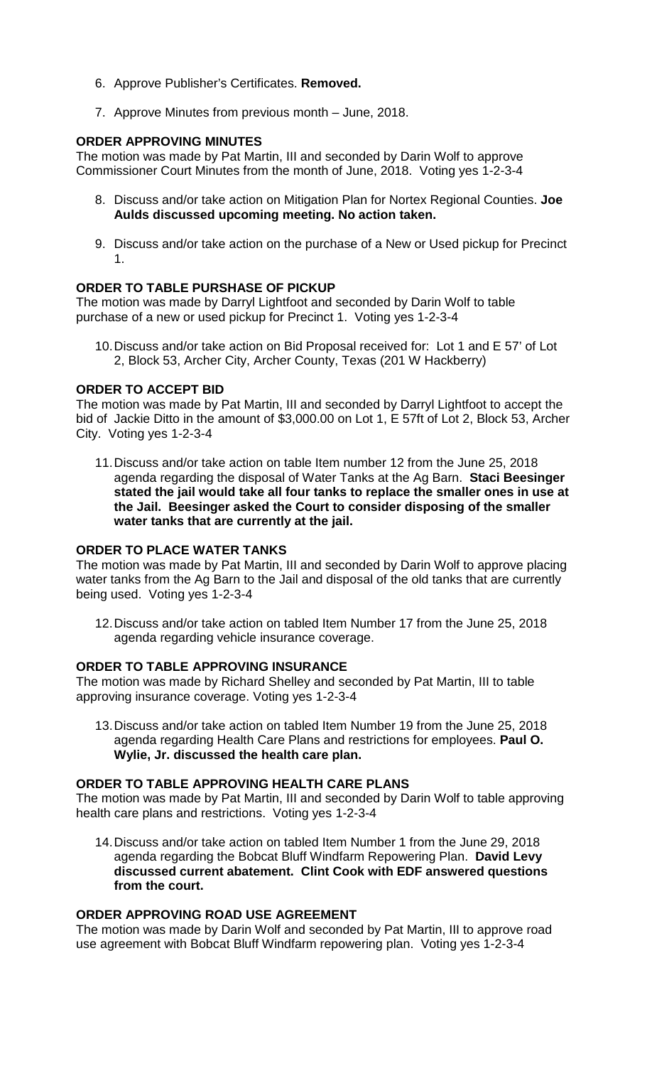6. Approve Publisher's Certificates. **Removed.**

7. Approve Minutes from previous month – June, 2018.

**ORDER APPROVING MINUTES**

The motion was made by Pat Martin, III and seconded by Darin Wolf to approve Commissioner Court Minutes from the month of June, 2018. Voting yes 1-2-3-4

8. Discuss and/or take action on Mitigation Plan for Nortex Regional Counties. **Joe Aulds discussed upcoming meeting. No action taken.**

9. Discuss and/or take action on the purchase of a New or Used pickup for Precinct 1.

**ORDER TO TABLE PURSHASE OF PICKUP**

The motion was made by Darryl Lightfoot and seconded by Darin Wolf to table purchase of a new or used pickup for Precinct 1. Voting yes 1-2-3-4

10. Discuss and/or take action on Bid Proposal received for: Lot 1 and E 57' of Lot 2, Block 53, Archer City, Archer County, Texas (201 W Hackberry)

**ORDER TO ACCEPT BID**

The motion was made by Pat Martin, III and seconded by Darryl Lightfoot to accept the bid of Jackie Ditto in the amount of $3,000.00 on Lot 1, E 57ft of Lot 2, Block 53, Archer City. Voting yes 1-2-3-4

11. Discuss and/or take action on table Item number 12 from the June 25, 2018 agenda regarding the disposal of Water Tanks at the Ag Barn. **Staci Beesinger stated the jail would take all four tanks to replace the smaller ones in use at the Jail. Beesinger asked the Court to consider disposing of the smaller water tanks that are currently at the jail.**

**ORDER TO PLACE WATER TANKS**

The motion was made by Pat Martin, III and seconded by Darin Wolf to approve placing water tanks from the Ag Barn to the Jail and disposal of the old tanks that are currently being used. Voting yes 1-2-3-4

12. Discuss and/or take action on tabled Item Number 17 from the June 25, 2018 agenda regarding vehicle insurance coverage.

**ORDER TO TABLE APPROVING INSURANCE**

The motion was made by Richard Shelley and seconded by Pat Martin, III to table approving insurance coverage. Voting yes 1-2-3-4

13. Discuss and/or take action on tabled Item Number 19 from the June 25, 2018 agenda regarding Health Care Plans and restrictions for employees. **Paul O. Wylie, Jr. discussed the health care plan.**

**ORDER TO TABLE APPROVING HEALTH CARE PLANS**

The motion was made by Pat Martin, III and seconded by Darin Wolf to table approving health care plans and restrictions. Voting yes 1-2-3-4

14. Discuss and/or take action on tabled Item Number 1 from the June 29, 2018 agenda regarding the Bobcat Bluff Windfarm Repowering Plan. **David Levy discussed current abatement. Clint Cook with EDF answered questions from the court.**

**ORDER APPROVING ROAD USE AGREEMENT**

The motion was made by Darin Wolf and seconded by Pat Martin, III to approve road use agreement with Bobcat Bluff Windfarm repowering plan. Voting yes 1-2-3-4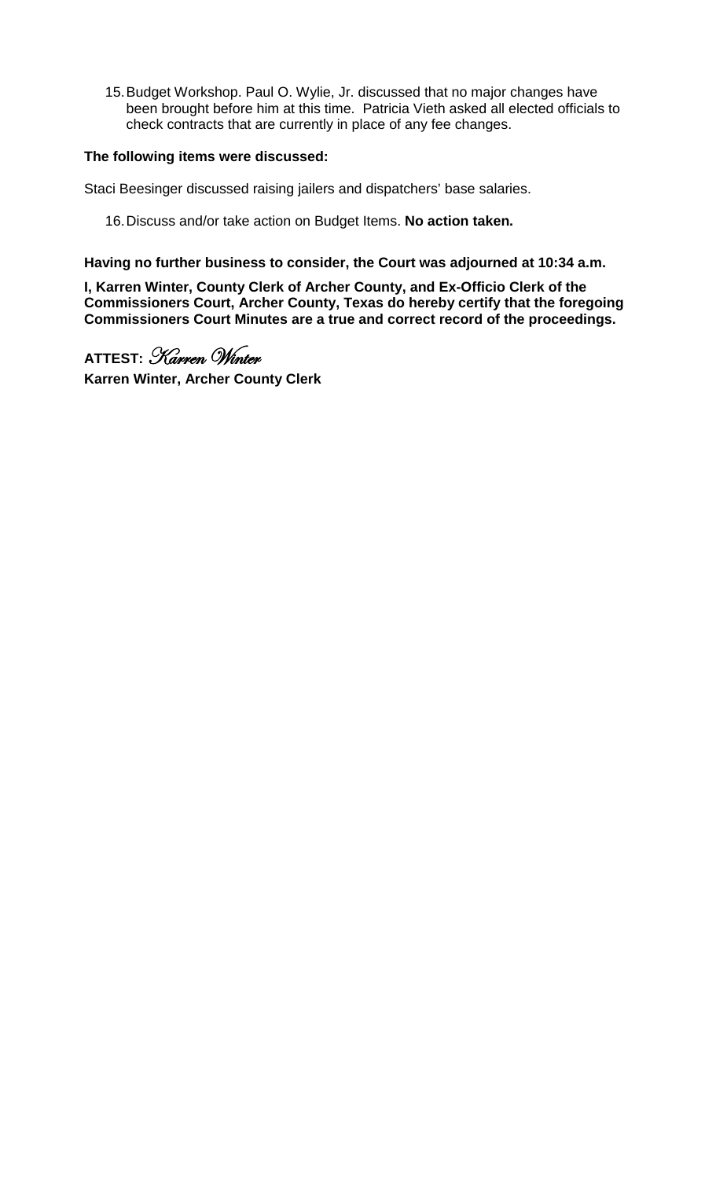15. Budget Workshop. Paul O. Wylie, Jr. discussed that no major changes have been brought before him at this time. Patricia Vieth asked all elected officials to check contracts that are currently in place of any fee changes.

**The following items were discussed:**

Staci Beesinger discussed raising jailers and dispatchers' base salaries.

16. Discuss and/or take action on Budget Items. **No action taken.**

**Having no further business to consider, the Court was adjourned at 10:34 a.m.**

**I, Karren Winter, County Clerk of Archer County, and Ex-Officio Clerk of the Commissioners Court, Archer County, Texas do hereby certify that the foregoing Commissioners Court Minutes are a true and correct record of the proceedings.**

**ATTEST:** *Karren Winter*

**Karren Winter, Archer County Clerk**